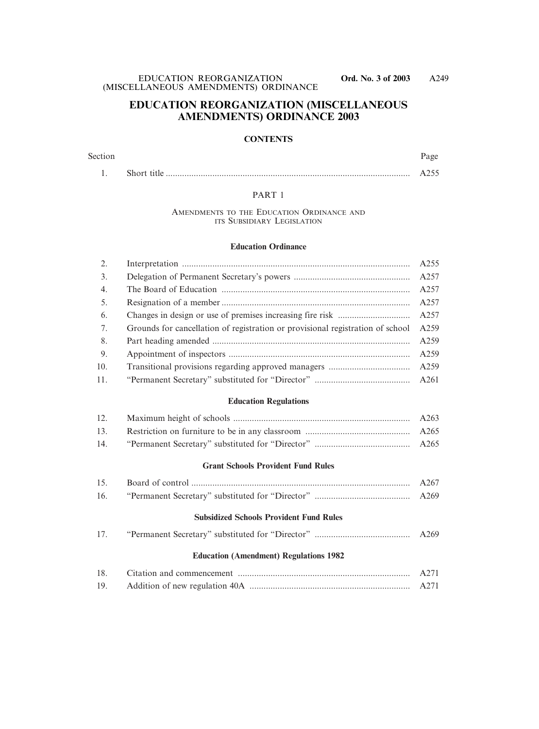# EDUCATION REORGANIZATION (MISCELLANEOUS AMENDMENTS) ORDINANCE 2003

## CONTENTS

| Section | | Page |
|---|---|---|
| 1. | Short title | A255 |

### PART 1

AMENDMENTS TO THE EDUCATION ORDINANCE AND ITS SUBSIDIARY LEGISLATION

**Education Ordinance**

| Section | | Page |
|---|---|---|
| 2. | Interpretation | A255 |
| 3. | Delegation of Permanent Secretary's powers | A257 |
| 4. | The Board of Education | A257 |
| 5. | Resignation of a member | A257 |
| 6. | Changes in design or use of premises increasing fire risk | A257 |
| 7. | Grounds for cancellation of registration or provisional registration of school | A259 |
| 8. | Part heading amended | A259 |
| 9. | Appointment of inspectors | A259 |
| 10. | Transitional provisions regarding approved managers | A259 |
| 11. | "Permanent Secretary" substituted for "Director" | A261 |

**Education Regulations**

| Section | | Page |
|---|---|---|
| 12. | Maximum height of schools | A263 |
| 13. | Restriction on furniture to be in any classroom | A265 |
| 14. | "Permanent Secretary" substituted for "Director" | A265 |

**Grant Schools Provident Fund Rules**

| Section | | Page |
|---|---|---|
| 15. | Board of control | A267 |
| 16. | "Permanent Secretary" substituted for "Director" | A269 |

**Subsidized Schools Provident Fund Rules**

| Section | | Page |
|---|---|---|
| 17. | "Permanent Secretary" substituted for "Director" | A269 |

**Education (Amendment) Regulations 1982**

| Section | | Page |
|---|---|---|
| 18. | Citation and commencement | A271 |
| 19. | Addition of new regulation 40A | A271 |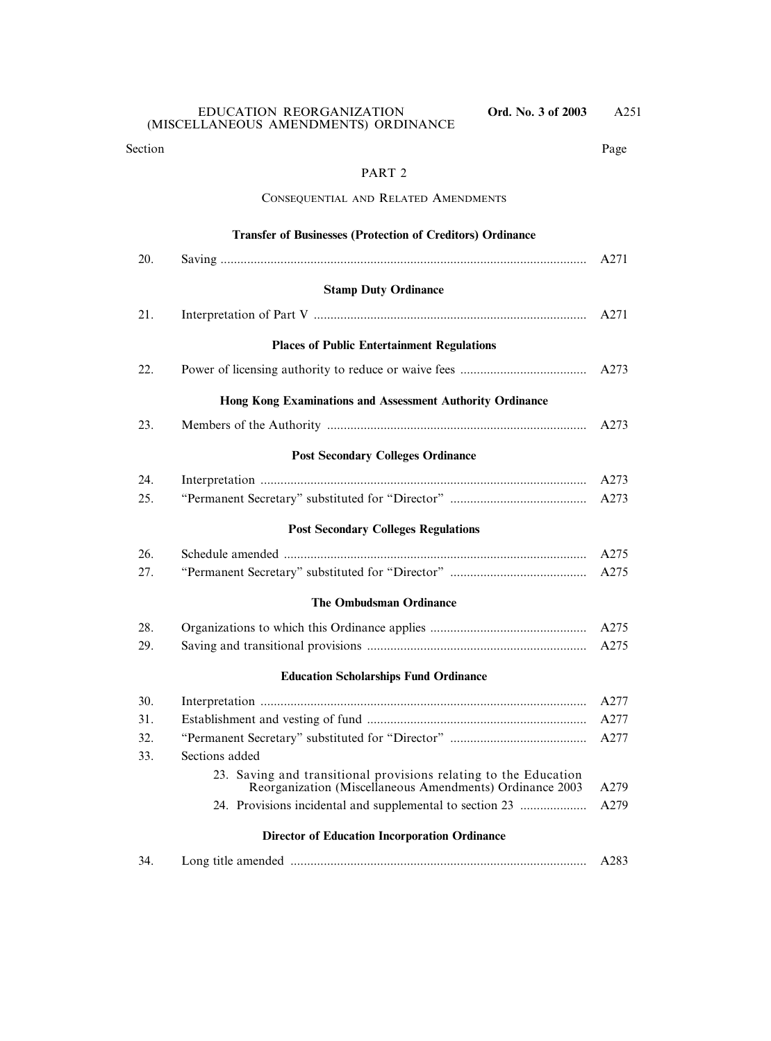| Section | | Page |
|---|---|---|

## PART 2

### Consequential and Related Amendments

**Transfer of Businesses (Protection of Creditors) Ordinance**

| | | |
|---|---|---|
| 20. | Saving | A271 |

**Stamp Duty Ordinance**

| | | |
|---|---|---|
| 21. | Interpretation of Part V | A271 |

**Places of Public Entertainment Regulations**

| | | |
|---|---|---|
| 22. | Power of licensing authority to reduce or waive fees | A273 |

**Hong Kong Examinations and Assessment Authority Ordinance**

| | | |
|---|---|---|
| 23. | Members of the Authority | A273 |

**Post Secondary Colleges Ordinance**

| | | |
|---|---|---|
| 24. | Interpretation | A273 |
| 25. | "Permanent Secretary" substituted for "Director" | A273 |

**Post Secondary Colleges Regulations**

| | | |
|---|---|---|
| 26. | Schedule amended | A275 |
| 27. | "Permanent Secretary" substituted for "Director" | A275 |

**The Ombudsman Ordinance**

| | | |
|---|---|---|
| 28. | Organizations to which this Ordinance applies | A275 |
| 29. | Saving and transitional provisions | A275 |

**Education Scholarships Fund Ordinance**

| | | |
|---|---|---|
| 30. | Interpretation | A277 |
| 31. | Establishment and vesting of fund | A277 |
| 32. | "Permanent Secretary" substituted for "Director" | A277 |
| 33. | Sections added | |
| | 23. Saving and transitional provisions relating to the Education Reorganization (Miscellaneous Amendments) Ordinance 2003 | A279 |
| | 24. Provisions incidental and supplemental to section 23 | A279 |

**Director of Education Incorporation Ordinance**

| | | |
|---|---|---|
| 34. | Long title amended | A283 |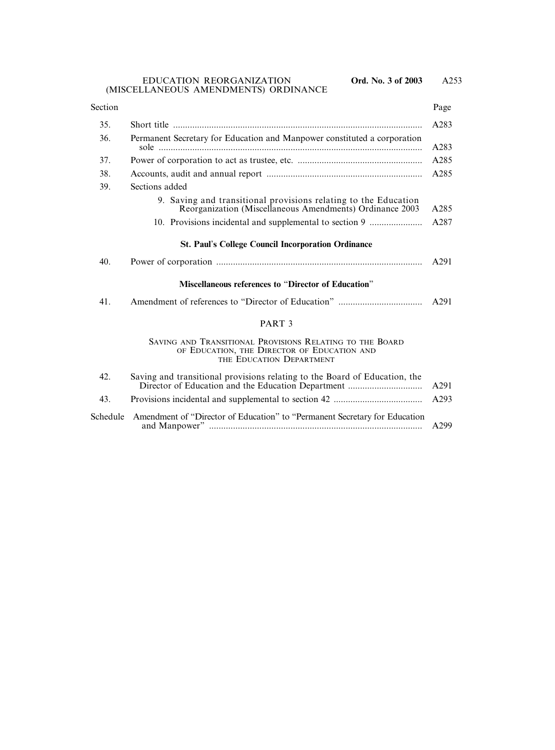| Section | | Page |
|---|---|---|
| 35. | Short title | A283 |
| 36. | Permanent Secretary for Education and Manpower constituted a corporation sole | A283 |
| 37. | Power of corporation to act as trustee, etc. | A285 |
| 38. | Accounts, audit and annual report | A285 |
| 39. | Sections added | |
| | 9. Saving and transitional provisions relating to the Education Reorganization (Miscellaneous Amendments) Ordinance 2003 | A285 |
| | 10. Provisions incidental and supplemental to section 9 | A287 |
| | **St. Paul's College Council Incorporation Ordinance** | |
| 40. | Power of corporation | A291 |
| | **Miscellaneous references to "Director of Education"** | |
| 41. | Amendment of references to "Director of Education" | A291 |

## PART 3

### Saving and Transitional Provisions Relating to the Board of Education, the Director of Education and the Education Department

| Section | | Page |
|---|---|---|
| 42. | Saving and transitional provisions relating to the Board of Education, the Director of Education and the Education Department | A291 |
| 43. | Provisions incidental and supplemental to section 42 | A293 |
| Schedule | Amendment of "Director of Education" to "Permanent Secretary for Education and Manpower" | A299 |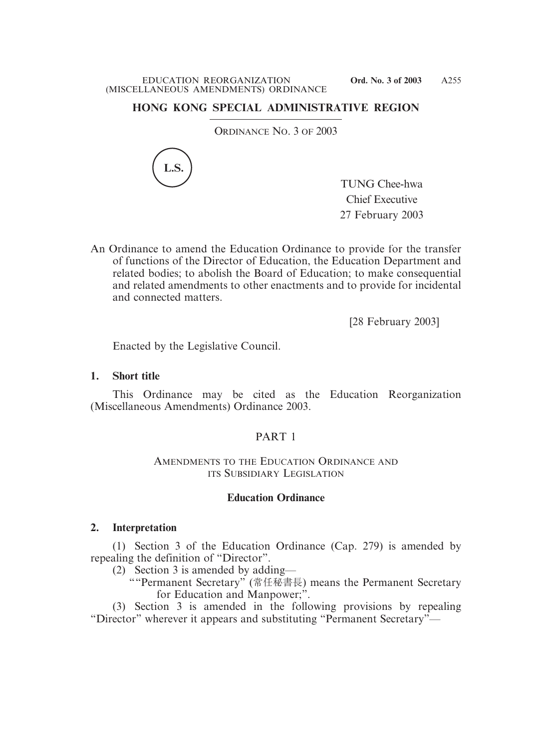## HONG KONG SPECIAL ADMINISTRATIVE REGION

ORDINANCE NO. 3 OF 2003

L.S.

TUNG Chee-hwa
Chief Executive
27 February 2003

An Ordinance to amend the Education Ordinance to provide for the transfer of functions of the Director of Education, the Education Department and related bodies; to abolish the Board of Education; to make consequential and related amendments to other enactments and to provide for incidental and connected matters.

[28 February 2003]

Enacted by the Legislative Council.

**1. Short title**

This Ordinance may be cited as the Education Reorganization (Miscellaneous Amendments) Ordinance 2003.

PART 1

AMENDMENTS TO THE EDUCATION ORDINANCE AND ITS SUBSIDIARY LEGISLATION

**Education Ordinance**

**2. Interpretation**

(1) Section 3 of the Education Ordinance (Cap. 279) is amended by repealing the definition of "Director".

(2) Section 3 is amended by adding—

""Permanent Secretary" (常任秘書長) means the Permanent Secretary for Education and Manpower;".

(3) Section 3 is amended in the following provisions by repealing "Director" wherever it appears and substituting "Permanent Secretary"—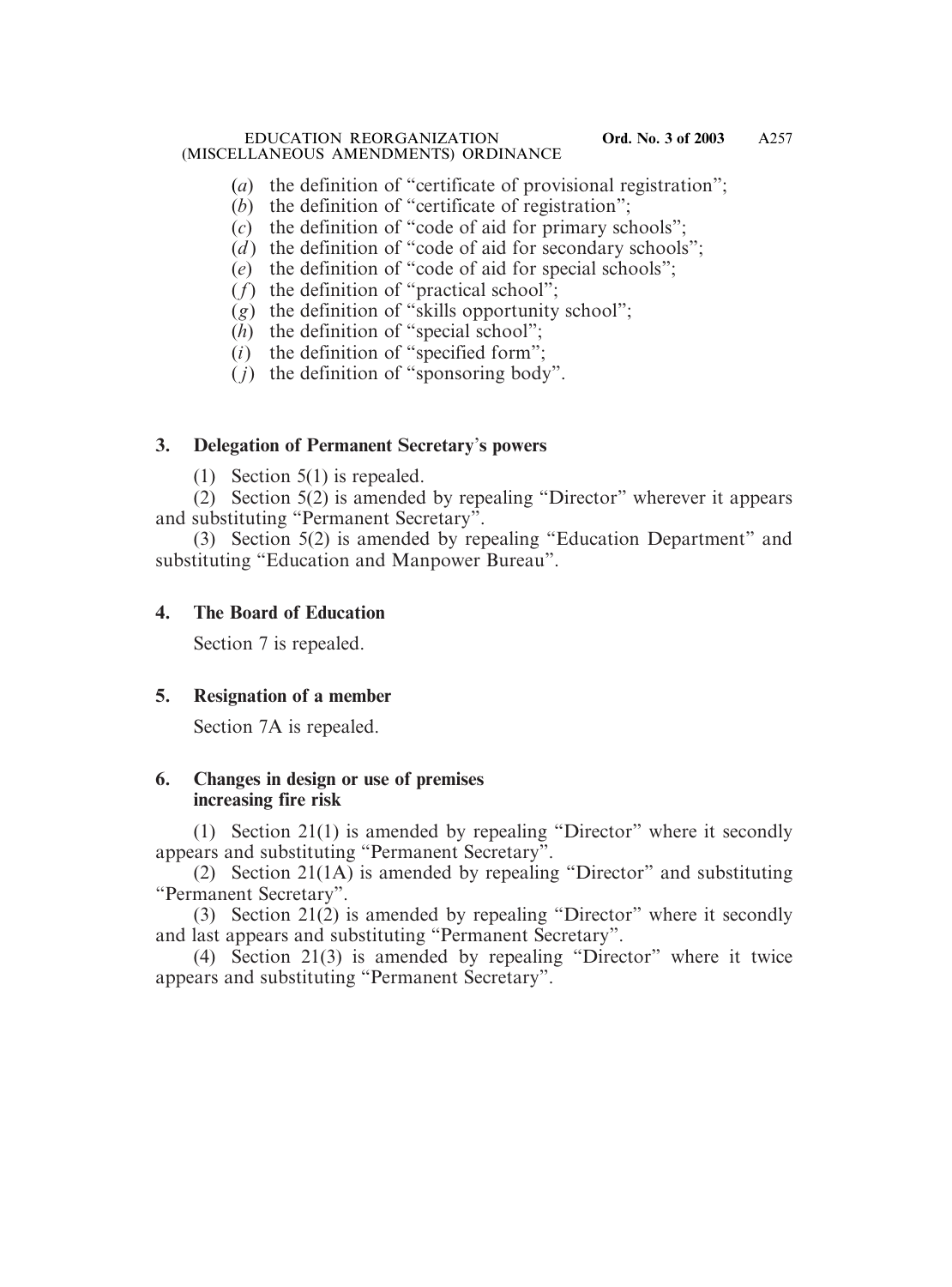(*a*) the definition of "certificate of provisional registration";
(*b*) the definition of "certificate of registration";
(*c*) the definition of "code of aid for primary schools";
(*d*) the definition of "code of aid for secondary schools";
(*e*) the definition of "code of aid for special schools";
(*f*) the definition of "practical school";
(*g*) the definition of "skills opportunity school";
(*h*) the definition of "special school";
(*i*) the definition of "specified form";
(*j*) the definition of "sponsoring body".

**3. Delegation of Permanent Secretary's powers**

(1) Section 5(1) is repealed.

(2) Section 5(2) is amended by repealing "Director" wherever it appears and substituting "Permanent Secretary".

(3) Section 5(2) is amended by repealing "Education Department" and substituting "Education and Manpower Bureau".

**4. The Board of Education**

Section 7 is repealed.

**5. Resignation of a member**

Section 7A is repealed.

**6. Changes in design or use of premises increasing fire risk**

(1) Section 21(1) is amended by repealing "Director" where it secondly appears and substituting "Permanent Secretary".

(2) Section 21(1A) is amended by repealing "Director" and substituting "Permanent Secretary".

(3) Section 21(2) is amended by repealing "Director" where it secondly and last appears and substituting "Permanent Secretary".

(4) Section 21(3) is amended by repealing "Director" where it twice appears and substituting "Permanent Secretary".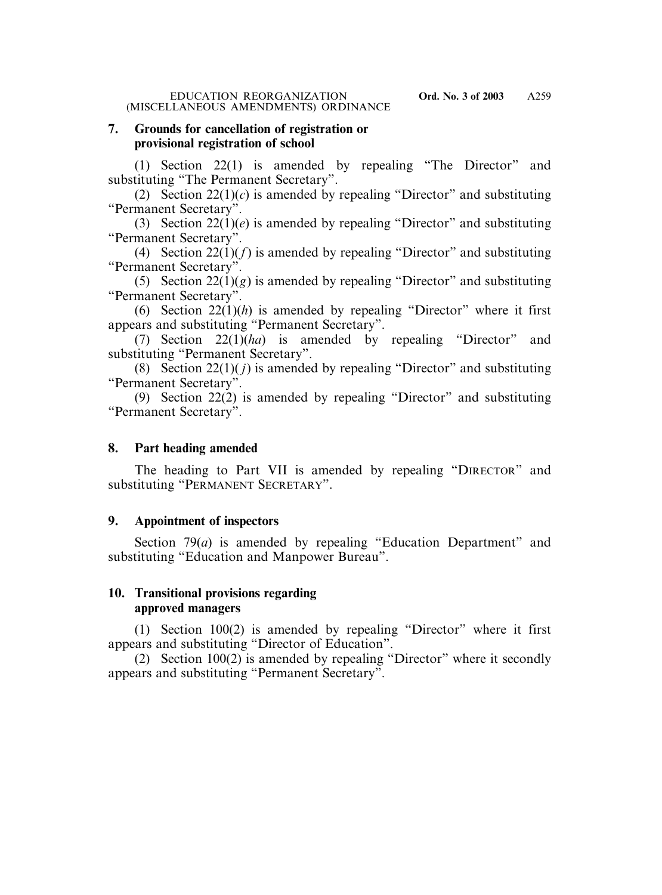**7. Grounds for cancellation of registration or provisional registration of school**

(1) Section 22(1) is amended by repealing "The Director" and substituting "The Permanent Secretary".

(2) Section 22(1)(*c*) is amended by repealing "Director" and substituting "Permanent Secretary".

(3) Section 22(1)(*e*) is amended by repealing "Director" and substituting "Permanent Secretary".

(4) Section 22(1)(*f*) is amended by repealing "Director" and substituting "Permanent Secretary".

(5) Section 22(1)(*g*) is amended by repealing "Director" and substituting "Permanent Secretary".

(6) Section 22(1)(*h*) is amended by repealing "Director" where it first appears and substituting "Permanent Secretary".

(7) Section 22(1)(*ha*) is amended by repealing "Director" and substituting "Permanent Secretary".

(8) Section 22(1)(*j*) is amended by repealing "Director" and substituting "Permanent Secretary".

(9) Section 22(2) is amended by repealing "Director" and substituting "Permanent Secretary".

**8. Part heading amended**

The heading to Part VII is amended by repealing "DIRECTOR" and substituting "PERMANENT SECRETARY".

**9. Appointment of inspectors**

Section 79(*a*) is amended by repealing "Education Department" and substituting "Education and Manpower Bureau".

**10. Transitional provisions regarding approved managers**

(1) Section 100(2) is amended by repealing "Director" where it first appears and substituting "Director of Education".

(2) Section 100(2) is amended by repealing "Director" where it secondly appears and substituting "Permanent Secretary".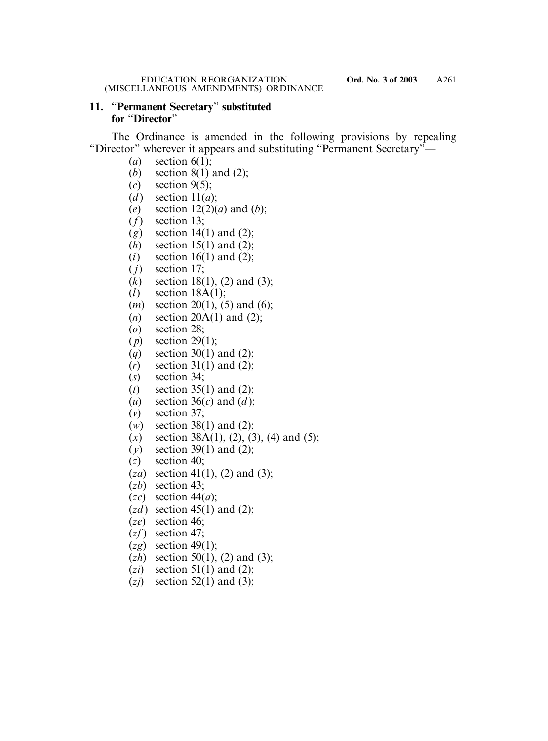### 11. "Permanent Secretary" substituted for "Director"

The Ordinance is amended in the following provisions by repealing "Director" wherever it appears and substituting "Permanent Secretary"—

- (*a*) section 6(1);
- (*b*) section 8(1) and (2);
- (*c*) section 9(5);
- (*d*) section 11(*a*);
- (*e*) section 12(2)(*a*) and (*b*);
- (*f*) section 13;
- (*g*) section 14(1) and (2);
- (*h*) section 15(1) and (2);
- (*i*) section 16(1) and (2);
- (*j*) section 17;
- (*k*) section 18(1), (2) and (3);
- (*l*) section 18A(1);
- (*m*) section 20(1), (5) and (6);
- (*n*) section 20A(1) and (2);
- (*o*) section 28;
- (*p*) section 29(1);
- (*q*) section 30(1) and (2);
- (*r*) section 31(1) and (2);
- (*s*) section 34;
- (*t*) section 35(1) and (2);
- (*u*) section 36(*c*) and (*d*);
- (*v*) section 37;
- (*w*) section 38(1) and (2);
- (*x*) section 38A(1), (2), (3), (4) and (5);
- (*y*) section 39(1) and (2);
- (*z*) section 40;
- (*za*) section 41(1), (2) and (3);
- (*zb*) section 43;
- (*zc*) section 44(*a*);
- (*zd*) section 45(1) and (2);
- (*ze*) section 46;
- (*zf*) section 47;
- (*zg*) section 49(1);
- (*zh*) section 50(1), (2) and (3);
- (*zi*) section 51(1) and (2);
- (*zj*) section 52(1) and (3);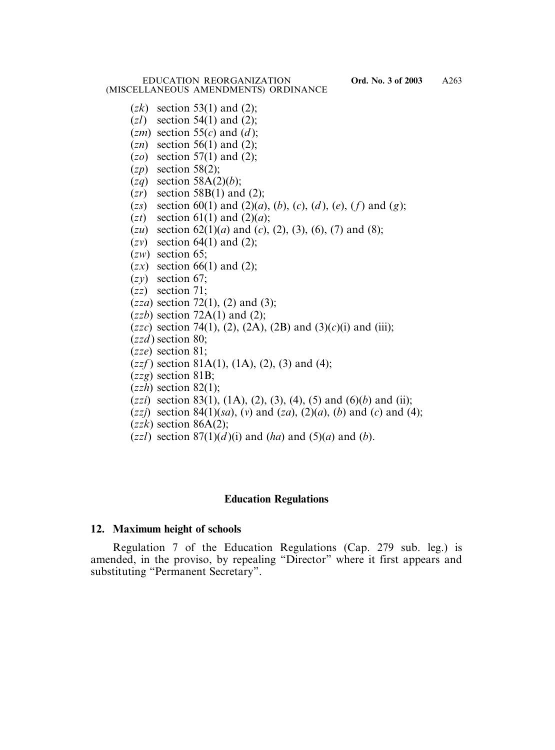(*zk*) section 53(1) and (2);

(*zl*) section 54(1) and (2);

(*zm*) section 55(*c*) and (*d*);

(*zn*) section 56(1) and (2);

(*zo*) section 57(1) and (2);

(*zp*) section 58(2);

(*zq*) section 58A(2)(*b*);

(*zr*) section 58B(1) and (2);

(*zs*) section 60(1) and (2)(*a*), (*b*), (*c*), (*d*), (*e*), (*f*) and (*g*);

(*zt*) section 61(1) and (2)(*a*);

(*zu*) section 62(1)(*a*) and (*c*), (2), (3), (6), (7) and (8);

(*zv*) section 64(1) and (2);

(*zw*) section 65;

(*zx*) section 66(1) and (2);

(*zy*) section 67;

(*zz*) section 71;

(*zza*) section 72(1), (2) and (3);

(*zzb*) section 72A(1) and (2);

(*zzc*) section 74(1), (2), (2A), (2B) and (3)(*c*)(i) and (iii);

(*zzd*) section 80;

(*zze*) section 81;

(*zzf*) section 81A(1), (1A), (2), (3) and (4);

(*zzg*) section 81B;

(*zzh*) section 82(1);

(*zzi*) section 83(1), (1A), (2), (3), (4), (5) and (6)(*b*) and (ii);

(*zzj*) section 84(1)(*sa*), (*v*) and (*za*), (2)(*a*), (*b*) and (*c*) and (4);

(*zzk*) section 86A(2);

(*zzl*) section 87(1)(*d*)(i) and (*ha*) and (5)(*a*) and (*b*).

## Education Regulations

### 12. Maximum height of schools

Regulation 7 of the Education Regulations (Cap. 279 sub. leg.) is amended, in the proviso, by repealing "Director" where it first appears and substituting "Permanent Secretary".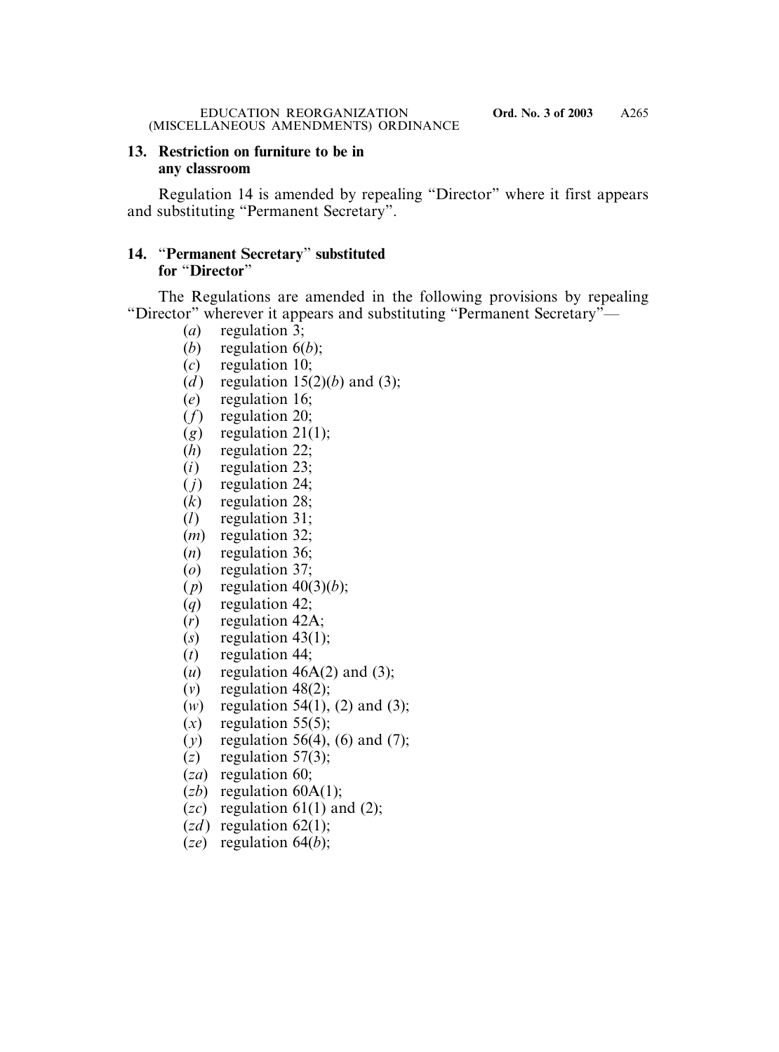### 13. Restriction on furniture to be in any classroom

Regulation 14 is amended by repealing "Director" where it first appears and substituting "Permanent Secretary".

### 14. "Permanent Secretary" substituted for "Director"

The Regulations are amended in the following provisions by repealing "Director" wherever it appears and substituting "Permanent Secretary"—

(*a*) regulation 3;
(*b*) regulation 6(*b*);
(*c*) regulation 10;
(*d*) regulation 15(2)(*b*) and (3);
(*e*) regulation 16;
(*f*) regulation 20;
(*g*) regulation 21(1);
(*h*) regulation 22;
(*i*) regulation 23;
(*j*) regulation 24;
(*k*) regulation 28;
(*l*) regulation 31;
(*m*) regulation 32;
(*n*) regulation 36;
(*o*) regulation 37;
(*p*) regulation 40(3)(*b*);
(*q*) regulation 42;
(*r*) regulation 42A;
(*s*) regulation 43(1);
(*t*) regulation 44;
(*u*) regulation 46A(2) and (3);
(*v*) regulation 48(2);
(*w*) regulation 54(1), (2) and (3);
(*x*) regulation 55(5);
(*y*) regulation 56(4), (6) and (7);
(*z*) regulation 57(3);
(*za*) regulation 60;
(*zb*) regulation 60A(1);
(*zc*) regulation 61(1) and (2);
(*zd*) regulation 62(1);
(*ze*) regulation 64(*b*);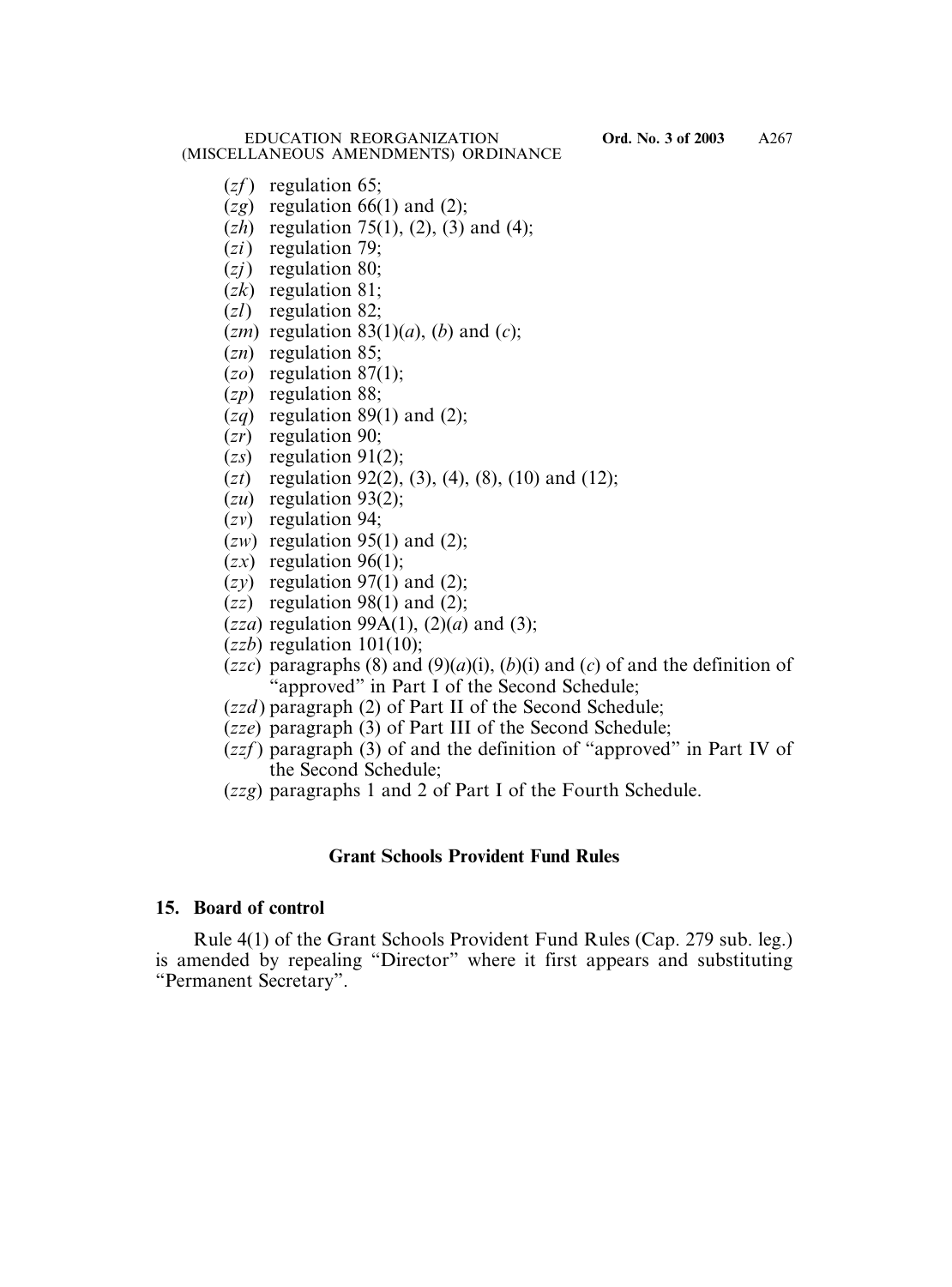(*zf*) regulation 65;

(*zg*) regulation 66(1) and (2);

(*zh*) regulation 75(1), (2), (3) and (4);

(*zi*) regulation 79;

(*zj*) regulation 80;

(*zk*) regulation 81;

(*zl*) regulation 82;

(*zm*) regulation 83(1)(*a*), (*b*) and (*c*);

(*zn*) regulation 85;

(*zo*) regulation 87(1);

(*zp*) regulation 88;

(*zq*) regulation 89(1) and (2);

(*zr*) regulation 90;

(*zs*) regulation 91(2);

(*zt*) regulation 92(2), (3), (4), (8), (10) and (12);

(*zu*) regulation 93(2);

(*zv*) regulation 94;

(*zw*) regulation 95(1) and (2);

(*zx*) regulation 96(1);

(*zy*) regulation 97(1) and (2);

(*zz*) regulation 98(1) and (2);

(*zza*) regulation 99A(1), (2)(*a*) and (3);

(*zzb*) regulation 101(10);

(*zzc*) paragraphs (8) and (9)(*a*)(i), (*b*)(i) and (*c*) of and the definition of "approved" in Part I of the Second Schedule;

(*zzd*) paragraph (2) of Part II of the Second Schedule;

(*zze*) paragraph (3) of Part III of the Second Schedule;

(*zzf*) paragraph (3) of and the definition of "approved" in Part IV of the Second Schedule;

(*zzg*) paragraphs 1 and 2 of Part I of the Fourth Schedule.

## Grant Schools Provident Fund Rules

### 15. Board of control

Rule 4(1) of the Grant Schools Provident Fund Rules (Cap. 279 sub. leg.) is amended by repealing "Director" where it first appears and substituting "Permanent Secretary".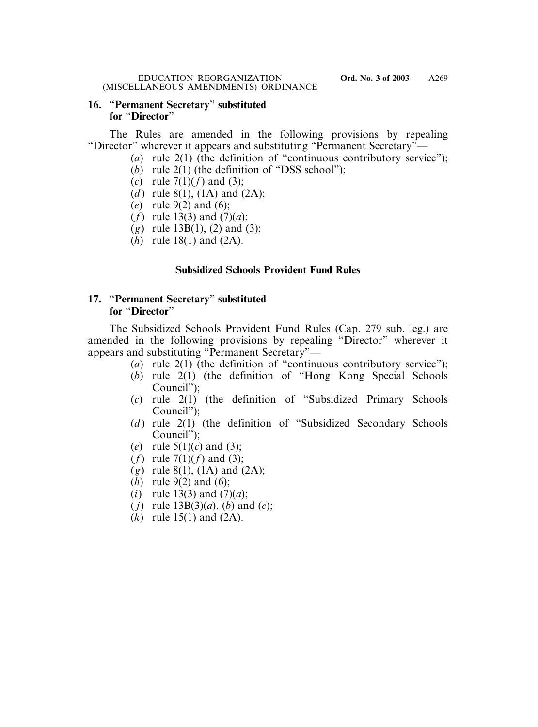**16. "Permanent Secretary" substituted for "Director"**

The Rules are amended in the following provisions by repealing "Director" wherever it appears and substituting "Permanent Secretary"—

(*a*) rule 2(1) (the definition of "continuous contributory service");

(*b*) rule 2(1) (the definition of "DSS school");

(*c*) rule 7(1)(*f*) and (3);

(*d*) rule 8(1), (1A) and (2A);

(*e*) rule 9(2) and (6);

(*f*) rule 13(3) and (7)(*a*);

(*g*) rule 13B(1), (2) and (3);

(*h*) rule 18(1) and (2A).

**Subsidized Schools Provident Fund Rules**

**17. "Permanent Secretary" substituted for "Director"**

The Subsidized Schools Provident Fund Rules (Cap. 279 sub. leg.) are amended in the following provisions by repealing "Director" wherever it appears and substituting "Permanent Secretary"—

(*a*) rule 2(1) (the definition of "continuous contributory service");

(*b*) rule 2(1) (the definition of "Hong Kong Special Schools Council");

(*c*) rule 2(1) (the definition of "Subsidized Primary Schools Council");

(*d*) rule 2(1) (the definition of "Subsidized Secondary Schools Council");

(*e*) rule 5(1)(*c*) and (3);

(*f*) rule 7(1)(*f*) and (3);

(*g*) rule 8(1), (1A) and (2A);

(*h*) rule 9(2) and (6);

(*i*) rule 13(3) and (7)(*a*);

(*j*) rule 13B(3)(*a*), (*b*) and (*c*);

(*k*) rule 15(1) and (2A).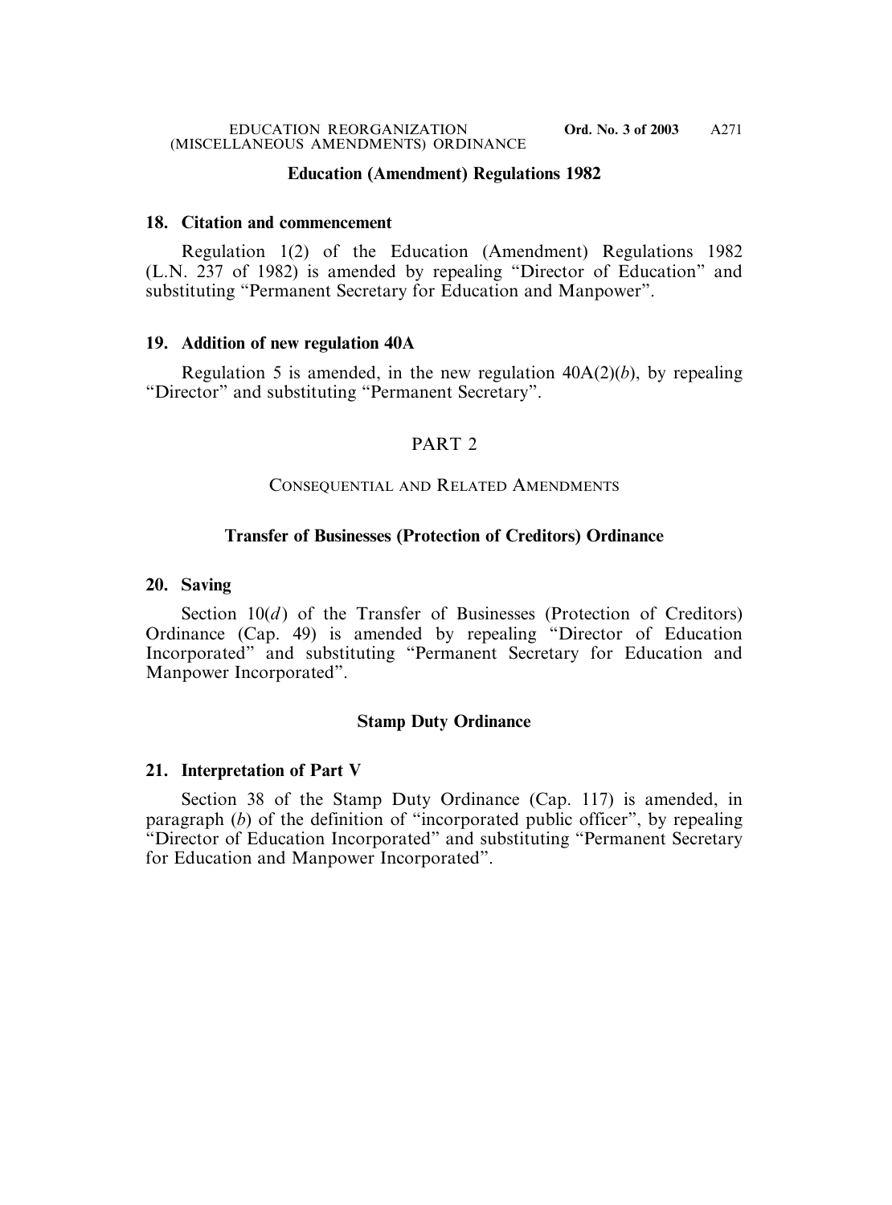**Education (Amendment) Regulations 1982**

**18. Citation and commencement**

Regulation 1(2) of the Education (Amendment) Regulations 1982 (L.N. 237 of 1982) is amended by repealing "Director of Education" and substituting "Permanent Secretary for Education and Manpower".

**19. Addition of new regulation 40A**

Regulation 5 is amended, in the new regulation 40A(2)(*b*), by repealing "Director" and substituting "Permanent Secretary".

PART 2

CONSEQUENTIAL AND RELATED AMENDMENTS

**Transfer of Businesses (Protection of Creditors) Ordinance**

**20. Saving**

Section 10(*d*) of the Transfer of Businesses (Protection of Creditors) Ordinance (Cap. 49) is amended by repealing "Director of Education Incorporated" and substituting "Permanent Secretary for Education and Manpower Incorporated".

**Stamp Duty Ordinance**

**21. Interpretation of Part V**

Section 38 of the Stamp Duty Ordinance (Cap. 117) is amended, in paragraph (*b*) of the definition of "incorporated public officer", by repealing "Director of Education Incorporated" and substituting "Permanent Secretary for Education and Manpower Incorporated".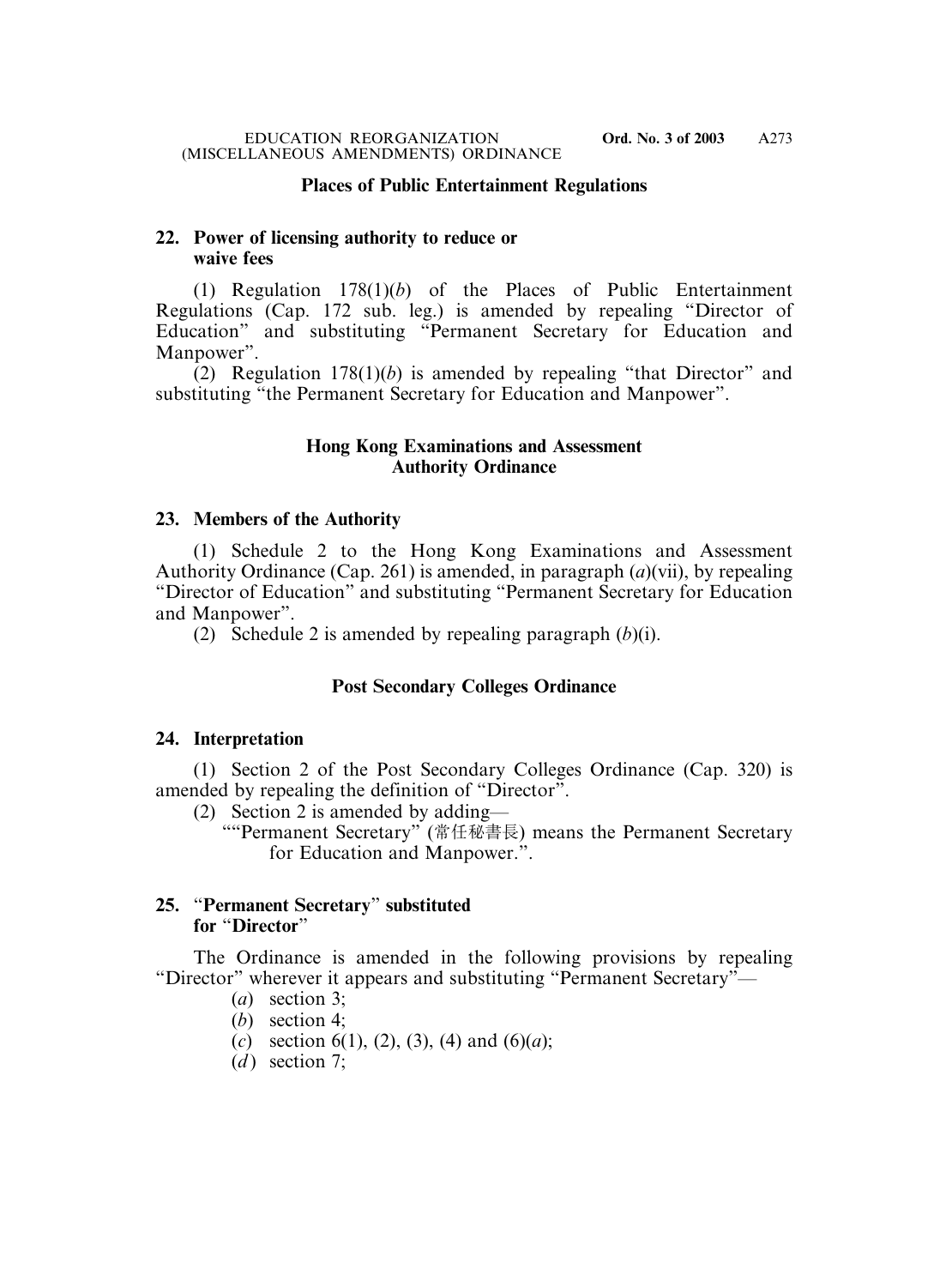## Places of Public Entertainment Regulations

### 22. Power of licensing authority to reduce or waive fees

(1) Regulation 178(1)(*b*) of the Places of Public Entertainment Regulations (Cap. 172 sub. leg.) is amended by repealing "Director of Education" and substituting "Permanent Secretary for Education and Manpower".

(2) Regulation 178(1)(*b*) is amended by repealing "that Director" and substituting "the Permanent Secretary for Education and Manpower".

## Hong Kong Examinations and Assessment Authority Ordinance

### 23. Members of the Authority

(1) Schedule 2 to the Hong Kong Examinations and Assessment Authority Ordinance (Cap. 261) is amended, in paragraph (*a*)(vii), by repealing "Director of Education" and substituting "Permanent Secretary for Education and Manpower".

(2) Schedule 2 is amended by repealing paragraph (*b*)(i).

## Post Secondary Colleges Ordinance

### 24. Interpretation

(1) Section 2 of the Post Secondary Colleges Ordinance (Cap. 320) is amended by repealing the definition of "Director".

(2) Section 2 is amended by adding—

""Permanent Secretary" (常任秘書長) means the Permanent Secretary for Education and Manpower.".

### 25. "Permanent Secretary" substituted for "Director"

The Ordinance is amended in the following provisions by repealing "Director" wherever it appears and substituting "Permanent Secretary"—

(*a*) section 3;

(*b*) section 4;

(*c*) section 6(1), (2), (3), (4) and (6)(*a*);

(*d*) section 7;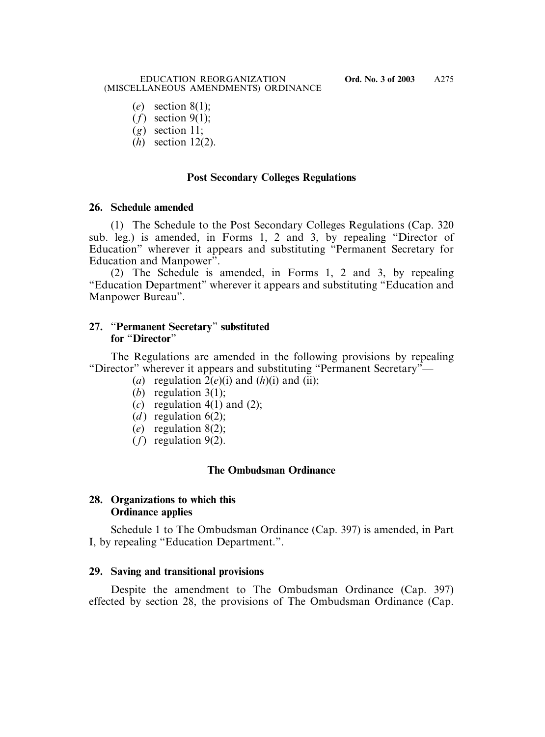(*e*) section 8(1);
(*f*) section 9(1);
(*g*) section 11;
(*h*) section 12(2).

### Post Secondary Colleges Regulations

**26. Schedule amended**

(1) The Schedule to the Post Secondary Colleges Regulations (Cap. 320 sub. leg.) is amended, in Forms 1, 2 and 3, by repealing "Director of Education" wherever it appears and substituting "Permanent Secretary for Education and Manpower".

(2) The Schedule is amended, in Forms 1, 2 and 3, by repealing "Education Department" wherever it appears and substituting "Education and Manpower Bureau".

**27. "Permanent Secretary" substituted for "Director"**

The Regulations are amended in the following provisions by repealing "Director" wherever it appears and substituting "Permanent Secretary"—

(*a*) regulation 2(*e*)(i) and (*h*)(i) and (ii);
(*b*) regulation 3(1);
(*c*) regulation 4(1) and (2);
(*d*) regulation 6(2);
(*e*) regulation 8(2);
(*f*) regulation 9(2).

### The Ombudsman Ordinance

**28. Organizations to which this Ordinance applies**

Schedule 1 to The Ombudsman Ordinance (Cap. 397) is amended, in Part I, by repealing "Education Department.".

**29. Saving and transitional provisions**

Despite the amendment to The Ombudsman Ordinance (Cap. 397) effected by section 28, the provisions of The Ombudsman Ordinance (Cap.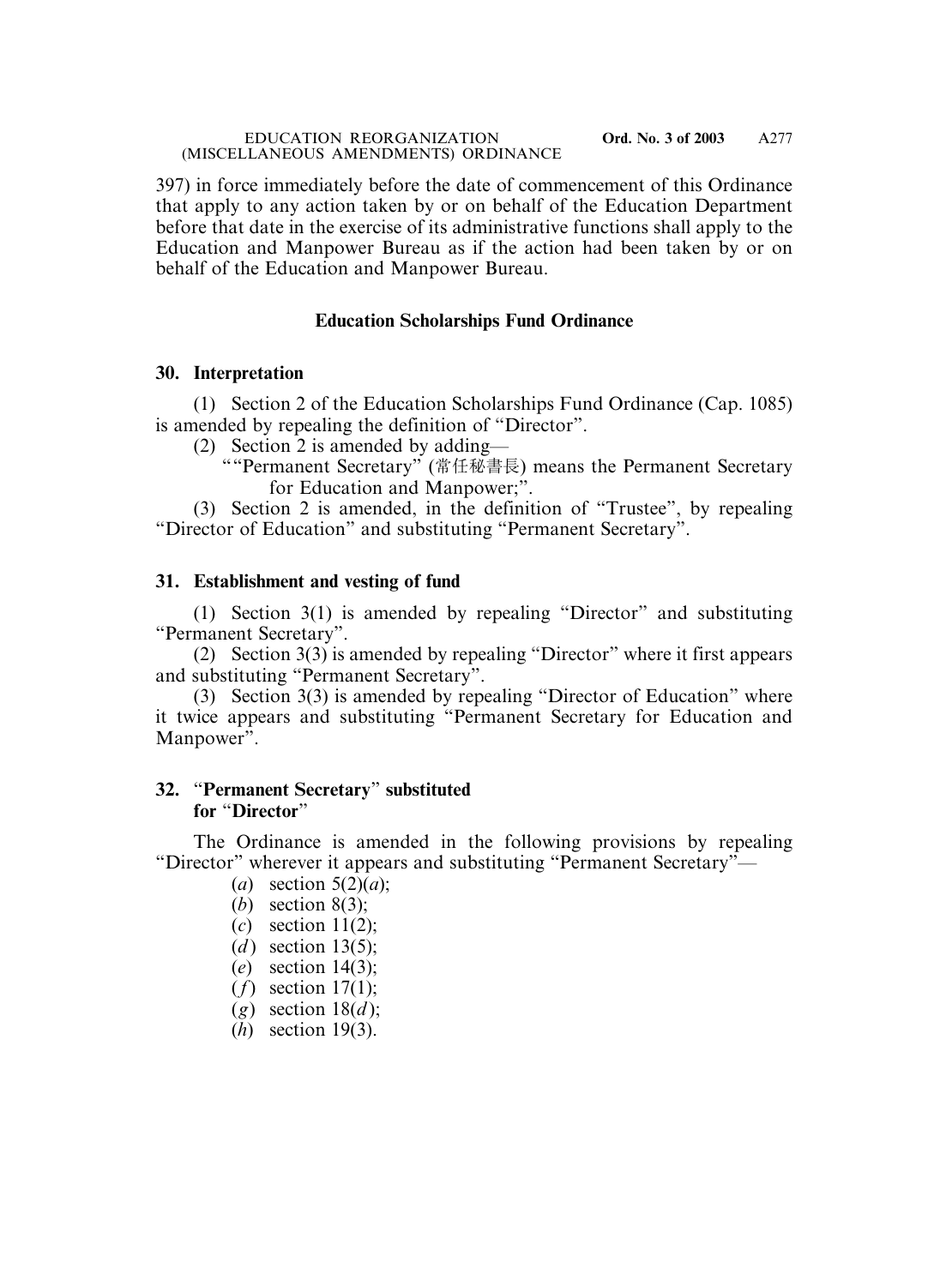397) in force immediately before the date of commencement of this Ordinance that apply to any action taken by or on behalf of the Education Department before that date in the exercise of its administrative functions shall apply to the Education and Manpower Bureau as if the action had been taken by or on behalf of the Education and Manpower Bureau.

### Education Scholarships Fund Ordinance

**30. Interpretation**

(1) Section 2 of the Education Scholarships Fund Ordinance (Cap. 1085) is amended by repealing the definition of "Director".

(2) Section 2 is amended by adding—

""Permanent Secretary" (常任秘書長) means the Permanent Secretary for Education and Manpower;".

(3) Section 2 is amended, in the definition of "Trustee", by repealing "Director of Education" and substituting "Permanent Secretary".

**31. Establishment and vesting of fund**

(1) Section 3(1) is amended by repealing "Director" and substituting "Permanent Secretary".

(2) Section 3(3) is amended by repealing "Director" where it first appears and substituting "Permanent Secretary".

(3) Section 3(3) is amended by repealing "Director of Education" where it twice appears and substituting "Permanent Secretary for Education and Manpower".

**32. "Permanent Secretary" substituted for "Director"**

The Ordinance is amended in the following provisions by repealing "Director" wherever it appears and substituting "Permanent Secretary"—

(*a*) section 5(2)(*a*);

(*b*) section 8(3);

(*c*) section 11(2);

(*d*) section 13(5);

(*e*) section 14(3);

(*f*) section 17(1);

(*g*) section 18(*d*);

(*h*) section 19(3).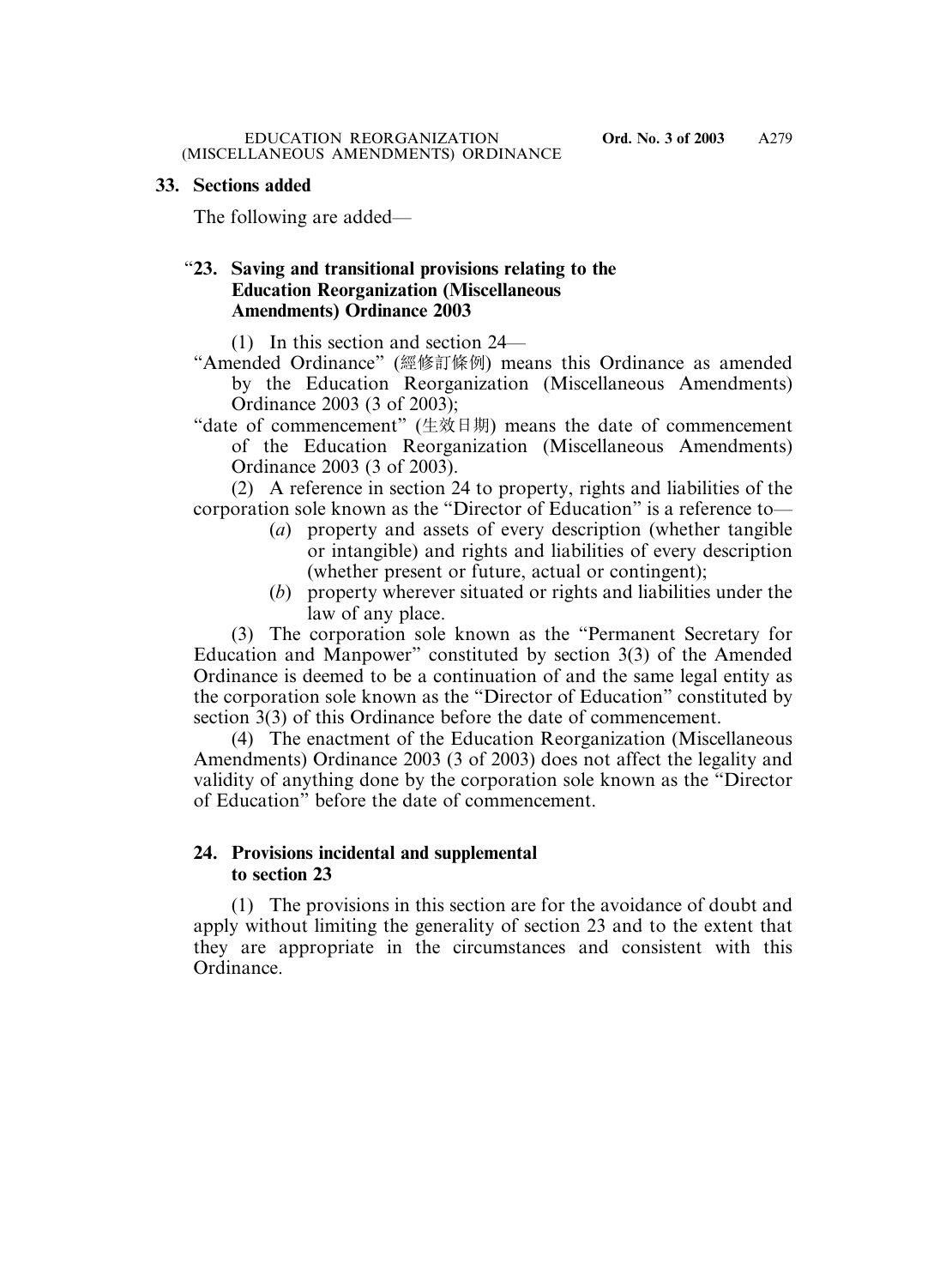**33. Sections added**

The following are added—

"**23. Saving and transitional provisions relating to the Education Reorganization (Miscellaneous Amendments) Ordinance 2003**

(1) In this section and section 24—

"Amended Ordinance" (經修訂條例) means this Ordinance as amended by the Education Reorganization (Miscellaneous Amendments) Ordinance 2003 (3 of 2003);

"date of commencement" (生效日期) means the date of commencement of the Education Reorganization (Miscellaneous Amendments) Ordinance 2003 (3 of 2003).

(2) A reference in section 24 to property, rights and liabilities of the corporation sole known as the "Director of Education" is a reference to—

- (*a*) property and assets of every description (whether tangible or intangible) and rights and liabilities of every description (whether present or future, actual or contingent);
- (*b*) property wherever situated or rights and liabilities under the law of any place.

(3) The corporation sole known as the "Permanent Secretary for Education and Manpower" constituted by section 3(3) of the Amended Ordinance is deemed to be a continuation of and the same legal entity as the corporation sole known as the "Director of Education" constituted by section 3(3) of this Ordinance before the date of commencement.

(4) The enactment of the Education Reorganization (Miscellaneous Amendments) Ordinance 2003 (3 of 2003) does not affect the legality and validity of anything done by the corporation sole known as the "Director of Education" before the date of commencement.

**24. Provisions incidental and supplemental to section 23**

(1) The provisions in this section are for the avoidance of doubt and apply without limiting the generality of section 23 and to the extent that they are appropriate in the circumstances and consistent with this Ordinance.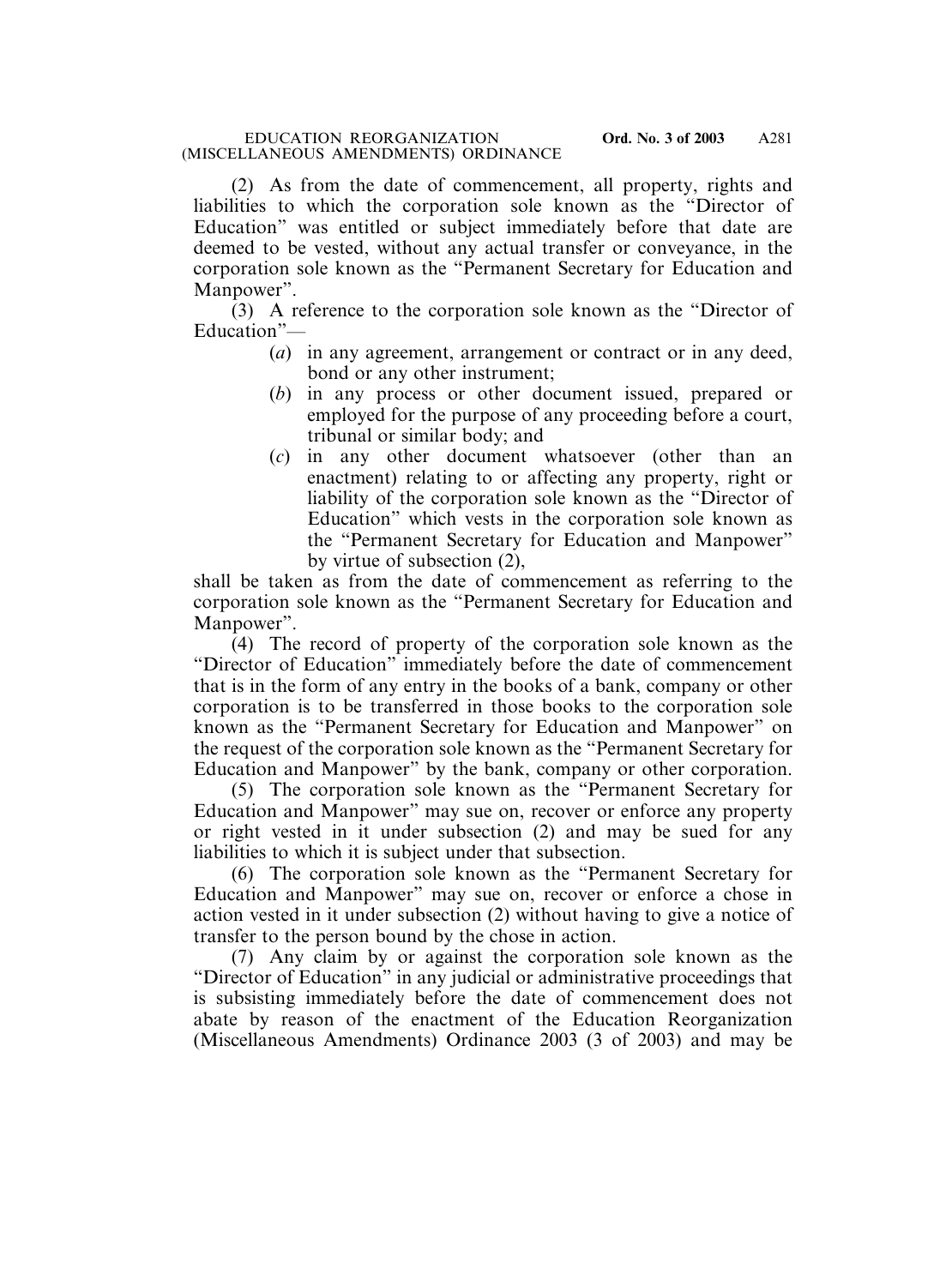(2) As from the date of commencement, all property, rights and liabilities to which the corporation sole known as the "Director of Education" was entitled or subject immediately before that date are deemed to be vested, without any actual transfer or conveyance, in the corporation sole known as the "Permanent Secretary for Education and Manpower".

(3) A reference to the corporation sole known as the "Director of Education"—

- (*a*) in any agreement, arrangement or contract or in any deed, bond or any other instrument;
- (*b*) in any process or other document issued, prepared or employed for the purpose of any proceeding before a court, tribunal or similar body; and
- (*c*) in any other document whatsoever (other than an enactment) relating to or affecting any property, right or liability of the corporation sole known as the "Director of Education" which vests in the corporation sole known as the "Permanent Secretary for Education and Manpower" by virtue of subsection (2),

shall be taken as from the date of commencement as referring to the corporation sole known as the "Permanent Secretary for Education and Manpower".

(4) The record of property of the corporation sole known as the "Director of Education" immediately before the date of commencement that is in the form of any entry in the books of a bank, company or other corporation is to be transferred in those books to the corporation sole known as the "Permanent Secretary for Education and Manpower" on the request of the corporation sole known as the "Permanent Secretary for Education and Manpower" by the bank, company or other corporation.

(5) The corporation sole known as the "Permanent Secretary for Education and Manpower" may sue on, recover or enforce any property or right vested in it under subsection (2) and may be sued for any liabilities to which it is subject under that subsection.

(6) The corporation sole known as the "Permanent Secretary for Education and Manpower" may sue on, recover or enforce a chose in action vested in it under subsection (2) without having to give a notice of transfer to the person bound by the chose in action.

(7) Any claim by or against the corporation sole known as the "Director of Education" in any judicial or administrative proceedings that is subsisting immediately before the date of commencement does not abate by reason of the enactment of the Education Reorganization (Miscellaneous Amendments) Ordinance 2003 (3 of 2003) and may be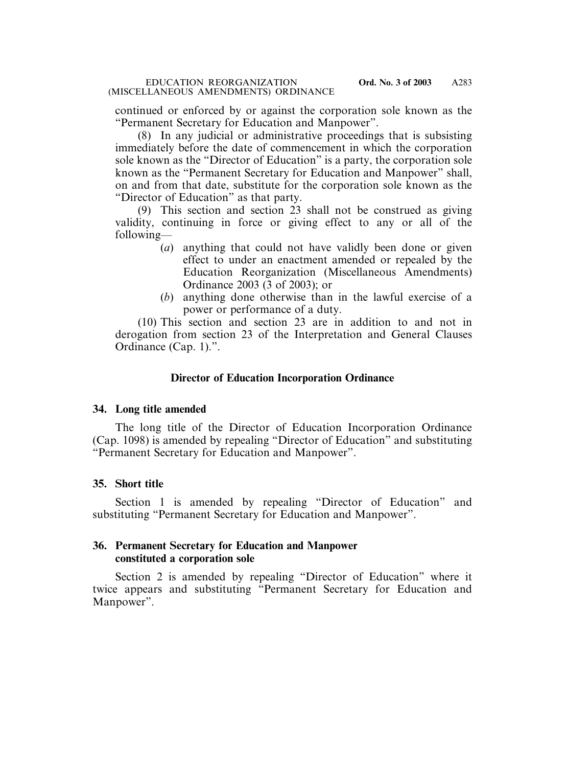continued or enforced by or against the corporation sole known as the “Permanent Secretary for Education and Manpower”.

(8) In any judicial or administrative proceedings that is subsisting immediately before the date of commencement in which the corporation sole known as the “Director of Education” is a party, the corporation sole known as the “Permanent Secretary for Education and Manpower” shall, on and from that date, substitute for the corporation sole known as the “Director of Education” as that party.

(9) This section and section 23 shall not be construed as giving validity, continuing in force or giving effect to any or all of the following—

(*a*) anything that could not have validly been done or given effect to under an enactment amended or repealed by the Education Reorganization (Miscellaneous Amendments) Ordinance 2003 (3 of 2003); or

(*b*) anything done otherwise than in the lawful exercise of a power or performance of a duty.

(10) This section and section 23 are in addition to and not in derogation from section 23 of the Interpretation and General Clauses Ordinance (Cap. 1).”.

## Director of Education Incorporation Ordinance

### 34. Long title amended

The long title of the Director of Education Incorporation Ordinance (Cap. 1098) is amended by repealing “Director of Education” and substituting “Permanent Secretary for Education and Manpower”.

### 35. Short title

Section 1 is amended by repealing “Director of Education” and substituting “Permanent Secretary for Education and Manpower”.

### 36. Permanent Secretary for Education and Manpower constituted a corporation sole

Section 2 is amended by repealing “Director of Education” where it twice appears and substituting “Permanent Secretary for Education and Manpower”.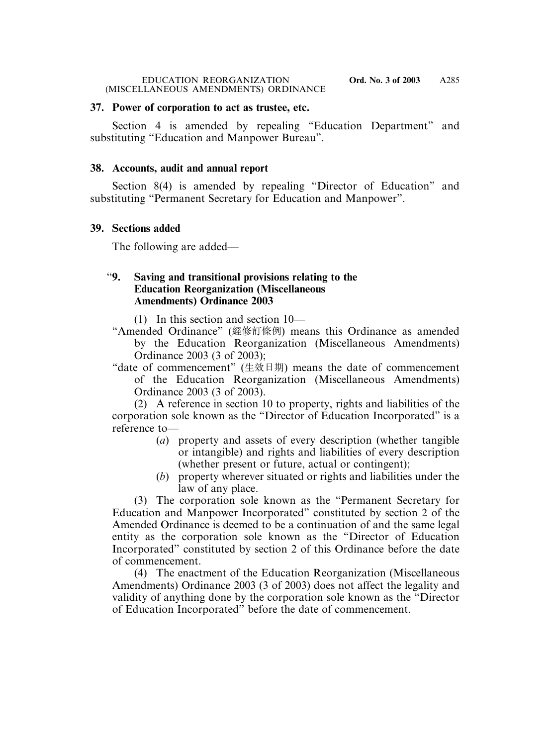**37. Power of corporation to act as trustee, etc.**

Section 4 is amended by repealing "Education Department" and substituting "Education and Manpower Bureau".

**38. Accounts, audit and annual report**

Section 8(4) is amended by repealing "Director of Education" and substituting "Permanent Secretary for Education and Manpower".

**39. Sections added**

The following are added—

"**9. Saving and transitional provisions relating to the Education Reorganization (Miscellaneous Amendments) Ordinance 2003**

(1) In this section and section 10—

"Amended Ordinance" (經修訂條例) means this Ordinance as amended by the Education Reorganization (Miscellaneous Amendments) Ordinance 2003 (3 of 2003);

"date of commencement" (生效日期) means the date of commencement of the Education Reorganization (Miscellaneous Amendments) Ordinance 2003 (3 of 2003).

(2) A reference in section 10 to property, rights and liabilities of the corporation sole known as the "Director of Education Incorporated" is a reference to—

(*a*) property and assets of every description (whether tangible or intangible) and rights and liabilities of every description (whether present or future, actual or contingent);

(*b*) property wherever situated or rights and liabilities under the law of any place.

(3) The corporation sole known as the "Permanent Secretary for Education and Manpower Incorporated" constituted by section 2 of the Amended Ordinance is deemed to be a continuation of and the same legal entity as the corporation sole known as the "Director of Education Incorporated" constituted by section 2 of this Ordinance before the date of commencement.

(4) The enactment of the Education Reorganization (Miscellaneous Amendments) Ordinance 2003 (3 of 2003) does not affect the legality and validity of anything done by the corporation sole known as the "Director of Education Incorporated" before the date of commencement.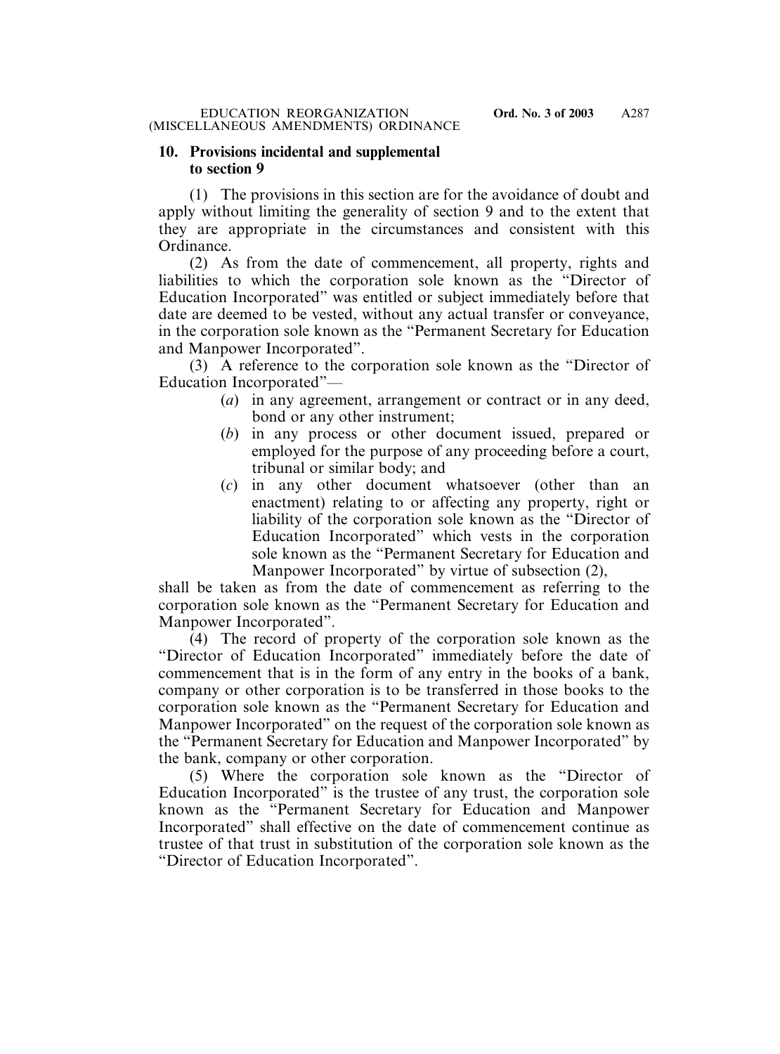**10. Provisions incidental and supplemental to section 9**

(1) The provisions in this section are for the avoidance of doubt and apply without limiting the generality of section 9 and to the extent that they are appropriate in the circumstances and consistent with this Ordinance.

(2) As from the date of commencement, all property, rights and liabilities to which the corporation sole known as the "Director of Education Incorporated" was entitled or subject immediately before that date are deemed to be vested, without any actual transfer or conveyance, in the corporation sole known as the "Permanent Secretary for Education and Manpower Incorporated".

(3) A reference to the corporation sole known as the "Director of Education Incorporated"—

- (*a*) in any agreement, arrangement or contract or in any deed, bond or any other instrument;
- (*b*) in any process or other document issued, prepared or employed for the purpose of any proceeding before a court, tribunal or similar body; and
- (*c*) in any other document whatsoever (other than an enactment) relating to or affecting any property, right or liability of the corporation sole known as the "Director of Education Incorporated" which vests in the corporation sole known as the "Permanent Secretary for Education and Manpower Incorporated" by virtue of subsection (2),

shall be taken as from the date of commencement as referring to the corporation sole known as the "Permanent Secretary for Education and Manpower Incorporated".

(4) The record of property of the corporation sole known as the "Director of Education Incorporated" immediately before the date of commencement that is in the form of any entry in the books of a bank, company or other corporation is to be transferred in those books to the corporation sole known as the "Permanent Secretary for Education and Manpower Incorporated" on the request of the corporation sole known as the "Permanent Secretary for Education and Manpower Incorporated" by the bank, company or other corporation.

(5) Where the corporation sole known as the "Director of Education Incorporated" is the trustee of any trust, the corporation sole known as the "Permanent Secretary for Education and Manpower Incorporated" shall effective on the date of commencement continue as trustee of that trust in substitution of the corporation sole known as the "Director of Education Incorporated".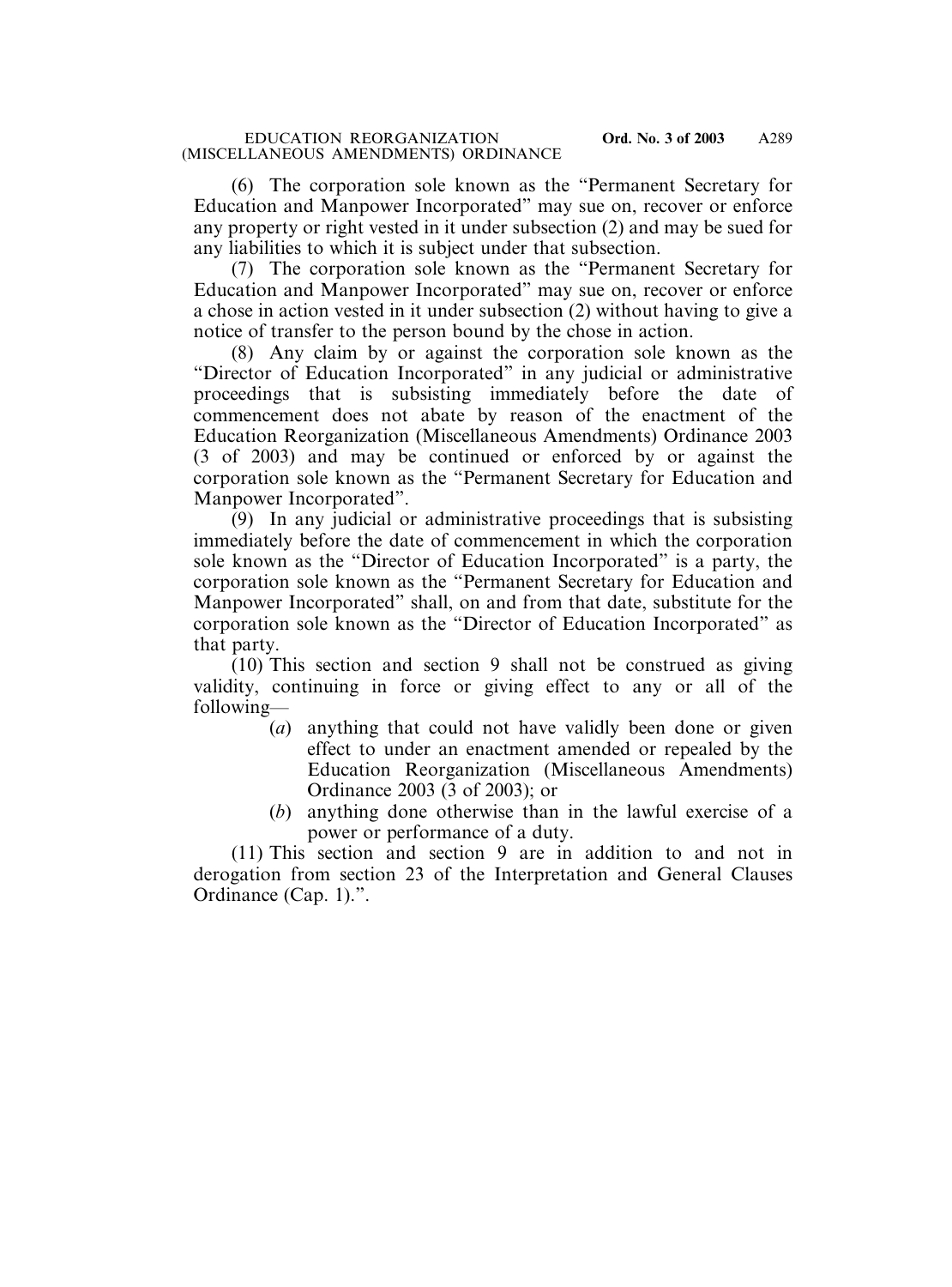(6) The corporation sole known as the "Permanent Secretary for Education and Manpower Incorporated" may sue on, recover or enforce any property or right vested in it under subsection (2) and may be sued for any liabilities to which it is subject under that subsection.

(7) The corporation sole known as the "Permanent Secretary for Education and Manpower Incorporated" may sue on, recover or enforce a chose in action vested in it under subsection (2) without having to give a notice of transfer to the person bound by the chose in action.

(8) Any claim by or against the corporation sole known as the "Director of Education Incorporated" in any judicial or administrative proceedings that is subsisting immediately before the date of commencement does not abate by reason of the enactment of the Education Reorganization (Miscellaneous Amendments) Ordinance 2003 (3 of 2003) and may be continued or enforced by or against the corporation sole known as the "Permanent Secretary for Education and Manpower Incorporated".

(9) In any judicial or administrative proceedings that is subsisting immediately before the date of commencement in which the corporation sole known as the "Director of Education Incorporated" is a party, the corporation sole known as the "Permanent Secretary for Education and Manpower Incorporated" shall, on and from that date, substitute for the corporation sole known as the "Director of Education Incorporated" as that party.

(10) This section and section 9 shall not be construed as giving validity, continuing in force or giving effect to any or all of the following—

(*a*) anything that could not have validly been done or given effect to under an enactment amended or repealed by the Education Reorganization (Miscellaneous Amendments) Ordinance 2003 (3 of 2003); or

(*b*) anything done otherwise than in the lawful exercise of a power or performance of a duty.

(11) This section and section 9 are in addition to and not in derogation from section 23 of the Interpretation and General Clauses Ordinance (Cap. 1).".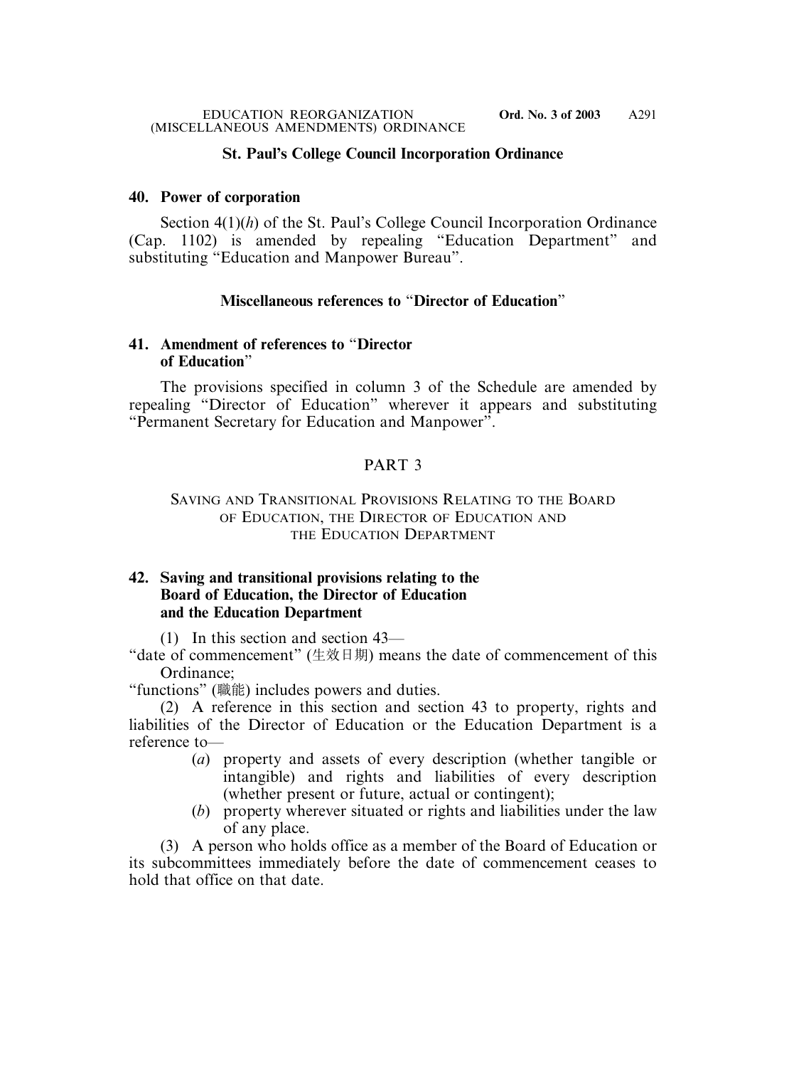**St. Paul's College Council Incorporation Ordinance**

**40. Power of corporation**

Section 4(1)(*h*) of the St. Paul's College Council Incorporation Ordinance (Cap. 1102) is amended by repealing "Education Department" and substituting "Education and Manpower Bureau".

**Miscellaneous references to "Director of Education"**

**41. Amendment of references to "Director of Education"**

The provisions specified in column 3 of the Schedule are amended by repealing "Director of Education" wherever it appears and substituting "Permanent Secretary for Education and Manpower".

PART 3

SAVING AND TRANSITIONAL PROVISIONS RELATING TO THE BOARD OF EDUCATION, THE DIRECTOR OF EDUCATION AND THE EDUCATION DEPARTMENT

**42. Saving and transitional provisions relating to the Board of Education, the Director of Education and the Education Department**

(1) In this section and section 43—

"date of commencement" (生效日期) means the date of commencement of this Ordinance;

"functions" (職能) includes powers and duties.

(2) A reference in this section and section 43 to property, rights and liabilities of the Director of Education or the Education Department is a reference to—

(*a*) property and assets of every description (whether tangible or intangible) and rights and liabilities of every description (whether present or future, actual or contingent);

(*b*) property wherever situated or rights and liabilities under the law of any place.

(3) A person who holds office as a member of the Board of Education or its subcommittees immediately before the date of commencement ceases to hold that office on that date.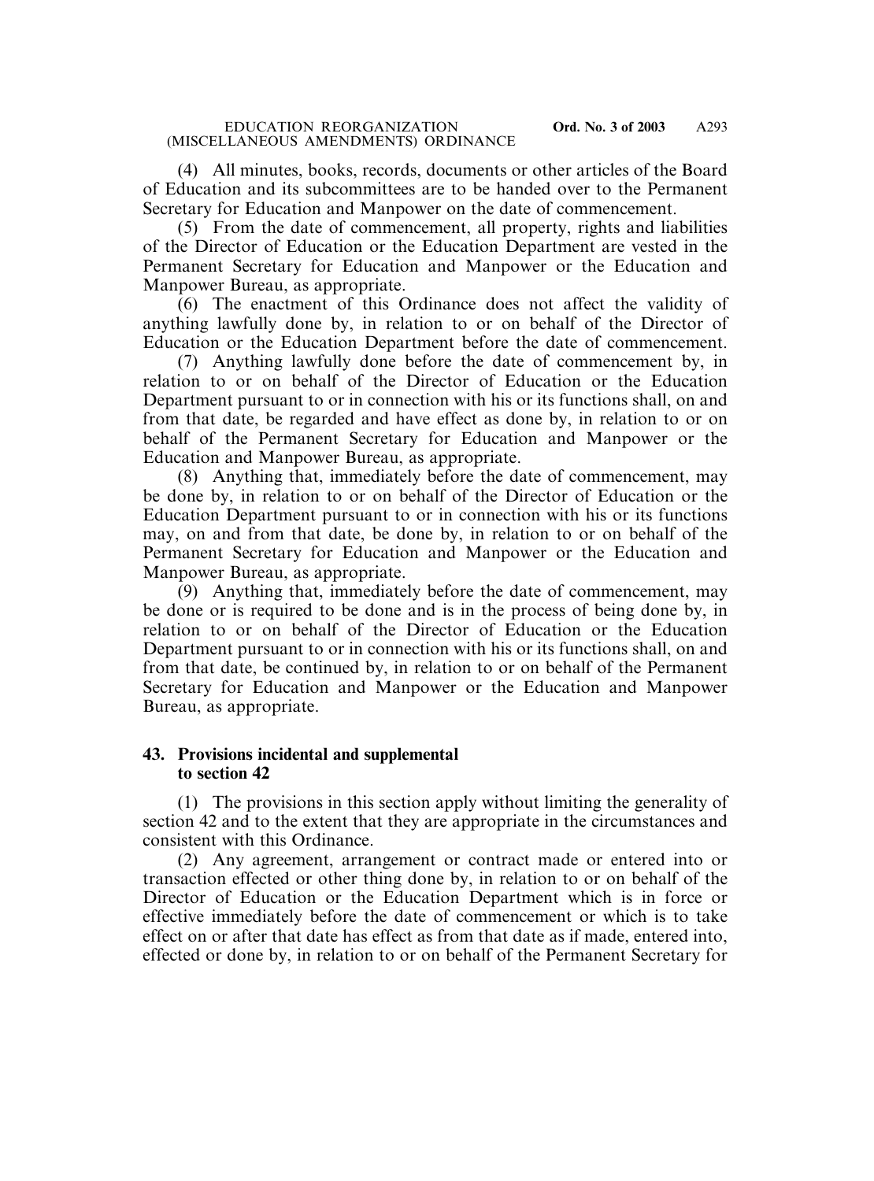(4) All minutes, books, records, documents or other articles of the Board of Education and its subcommittees are to be handed over to the Permanent Secretary for Education and Manpower on the date of commencement.

(5) From the date of commencement, all property, rights and liabilities of the Director of Education or the Education Department are vested in the Permanent Secretary for Education and Manpower or the Education and Manpower Bureau, as appropriate.

(6) The enactment of this Ordinance does not affect the validity of anything lawfully done by, in relation to or on behalf of the Director of Education or the Education Department before the date of commencement.

(7) Anything lawfully done before the date of commencement by, in relation to or on behalf of the Director of Education or the Education Department pursuant to or in connection with his or its functions shall, on and from that date, be regarded and have effect as done by, in relation to or on behalf of the Permanent Secretary for Education and Manpower or the Education and Manpower Bureau, as appropriate.

(8) Anything that, immediately before the date of commencement, may be done by, in relation to or on behalf of the Director of Education or the Education Department pursuant to or in connection with his or its functions may, on and from that date, be done by, in relation to or on behalf of the Permanent Secretary for Education and Manpower or the Education and Manpower Bureau, as appropriate.

(9) Anything that, immediately before the date of commencement, may be done or is required to be done and is in the process of being done by, in relation to or on behalf of the Director of Education or the Education Department pursuant to or in connection with his or its functions shall, on and from that date, be continued by, in relation to or on behalf of the Permanent Secretary for Education and Manpower or the Education and Manpower Bureau, as appropriate.

**43. Provisions incidental and supplemental to section 42**

(1) The provisions in this section apply without limiting the generality of section 42 and to the extent that they are appropriate in the circumstances and consistent with this Ordinance.

(2) Any agreement, arrangement or contract made or entered into or transaction effected or other thing done by, in relation to or on behalf of the Director of Education or the Education Department which is in force or effective immediately before the date of commencement or which is to take effect on or after that date has effect as from that date as if made, entered into, effected or done by, in relation to or on behalf of the Permanent Secretary for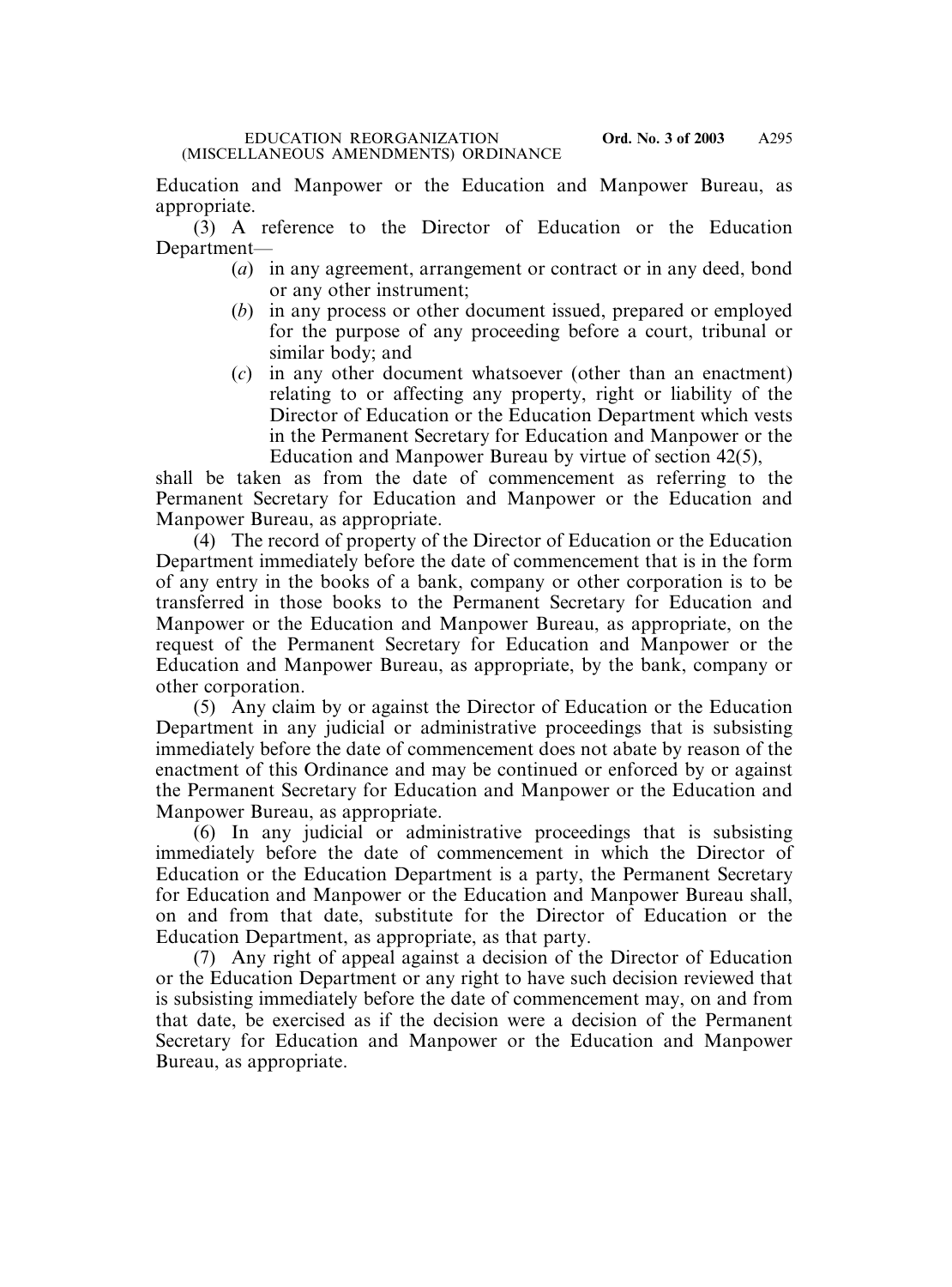Education and Manpower or the Education and Manpower Bureau, as appropriate.

(3) A reference to the Director of Education or the Education Department—

(*a*) in any agreement, arrangement or contract or in any deed, bond or any other instrument;

(*b*) in any process or other document issued, prepared or employed for the purpose of any proceeding before a court, tribunal or similar body; and

(*c*) in any other document whatsoever (other than an enactment) relating to or affecting any property, right or liability of the Director of Education or the Education Department which vests in the Permanent Secretary for Education and Manpower or the Education and Manpower Bureau by virtue of section 42(5),

shall be taken as from the date of commencement as referring to the Permanent Secretary for Education and Manpower or the Education and Manpower Bureau, as appropriate.

(4) The record of property of the Director of Education or the Education Department immediately before the date of commencement that is in the form of any entry in the books of a bank, company or other corporation is to be transferred in those books to the Permanent Secretary for Education and Manpower or the Education and Manpower Bureau, as appropriate, on the request of the Permanent Secretary for Education and Manpower or the Education and Manpower Bureau, as appropriate, by the bank, company or other corporation.

(5) Any claim by or against the Director of Education or the Education Department in any judicial or administrative proceedings that is subsisting immediately before the date of commencement does not abate by reason of the enactment of this Ordinance and may be continued or enforced by or against the Permanent Secretary for Education and Manpower or the Education and Manpower Bureau, as appropriate.

(6) In any judicial or administrative proceedings that is subsisting immediately before the date of commencement in which the Director of Education or the Education Department is a party, the Permanent Secretary for Education and Manpower or the Education and Manpower Bureau shall, on and from that date, substitute for the Director of Education or the Education Department, as appropriate, as that party.

(7) Any right of appeal against a decision of the Director of Education or the Education Department or any right to have such decision reviewed that is subsisting immediately before the date of commencement may, on and from that date, be exercised as if the decision were a decision of the Permanent Secretary for Education and Manpower or the Education and Manpower Bureau, as appropriate.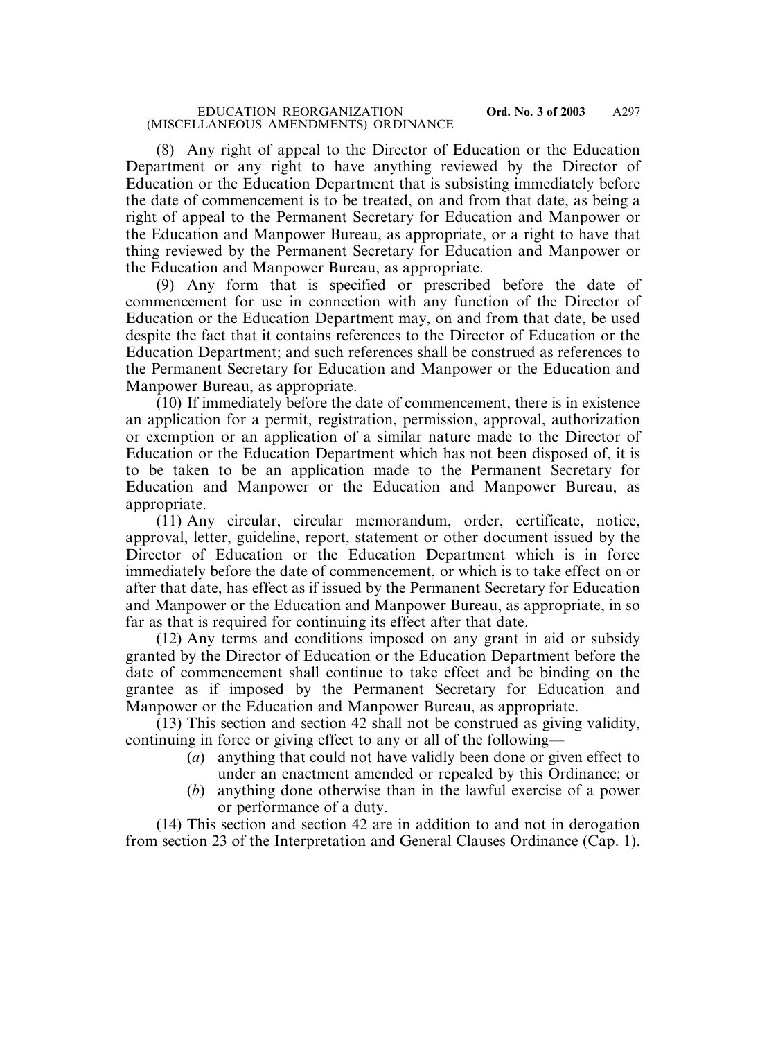(8) Any right of appeal to the Director of Education or the Education Department or any right to have anything reviewed by the Director of Education or the Education Department that is subsisting immediately before the date of commencement is to be treated, on and from that date, as being a right of appeal to the Permanent Secretary for Education and Manpower or the Education and Manpower Bureau, as appropriate, or a right to have that thing reviewed by the Permanent Secretary for Education and Manpower or the Education and Manpower Bureau, as appropriate.

(9) Any form that is specified or prescribed before the date of commencement for use in connection with any function of the Director of Education or the Education Department may, on and from that date, be used despite the fact that it contains references to the Director of Education or the Education Department; and such references shall be construed as references to the Permanent Secretary for Education and Manpower or the Education and Manpower Bureau, as appropriate.

(10) If immediately before the date of commencement, there is in existence an application for a permit, registration, permission, approval, authorization or exemption or an application of a similar nature made to the Director of Education or the Education Department which has not been disposed of, it is to be taken to be an application made to the Permanent Secretary for Education and Manpower or the Education and Manpower Bureau, as appropriate.

(11) Any circular, circular memorandum, order, certificate, notice, approval, letter, guideline, report, statement or other document issued by the Director of Education or the Education Department which is in force immediately before the date of commencement, or which is to take effect on or after that date, has effect as if issued by the Permanent Secretary for Education and Manpower or the Education and Manpower Bureau, as appropriate, in so far as that is required for continuing its effect after that date.

(12) Any terms and conditions imposed on any grant in aid or subsidy granted by the Director of Education or the Education Department before the date of commencement shall continue to take effect and be binding on the grantee as if imposed by the Permanent Secretary for Education and Manpower or the Education and Manpower Bureau, as appropriate.

(13) This section and section 42 shall not be construed as giving validity, continuing in force or giving effect to any or all of the following—

(*a*) anything that could not have validly been done or given effect to under an enactment amended or repealed by this Ordinance; or

(*b*) anything done otherwise than in the lawful exercise of a power or performance of a duty.

(14) This section and section 42 are in addition to and not in derogation from section 23 of the Interpretation and General Clauses Ordinance (Cap. 1).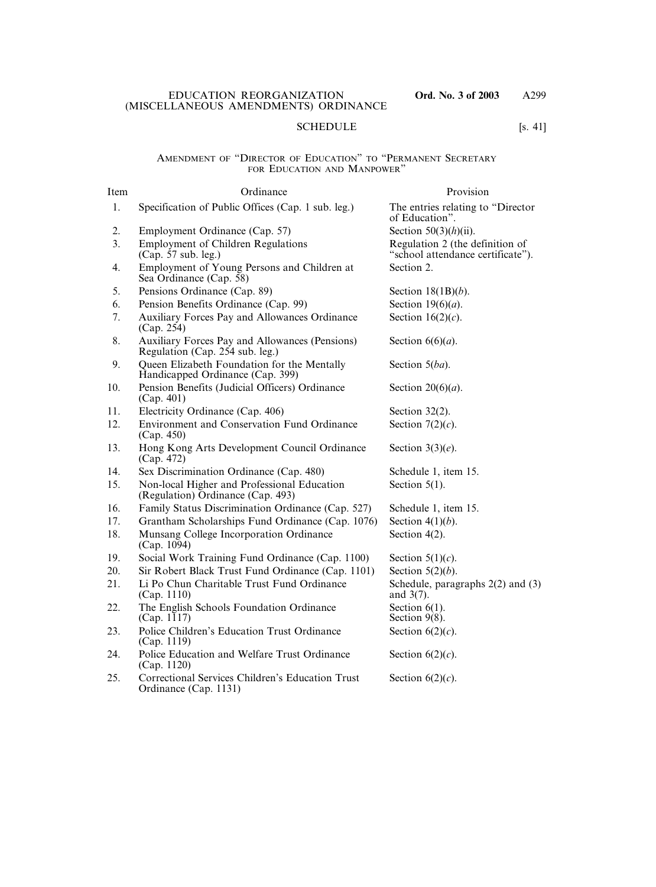## SCHEDULE

[s. 41]

### Amendment of "Director of Education" to "Permanent Secretary for Education and Manpower"

| Item | Ordinance | Provision |
|---|---|---|
| 1. | Specification of Public Offices (Cap. 1 sub. leg.) | The entries relating to "Director of Education". |
| 2. | Employment Ordinance (Cap. 57) | Section 50(3)(*h*)(ii). |
| 3. | Employment of Children Regulations (Cap. 57 sub. leg.) | Regulation 2 (the definition of "school attendance certificate"). |
| 4. | Employment of Young Persons and Children at Sea Ordinance (Cap. 58) | Section 2. |
| 5. | Pensions Ordinance (Cap. 89) | Section 18(1B)(*b*). |
| 6. | Pension Benefits Ordinance (Cap. 99) | Section 19(6)(*a*). |
| 7. | Auxiliary Forces Pay and Allowances Ordinance (Cap. 254) | Section 16(2)(*c*). |
| 8. | Auxiliary Forces Pay and Allowances (Pensions) Regulation (Cap. 254 sub. leg.) | Section 6(6)(*a*). |
| 9. | Queen Elizabeth Foundation for the Mentally Handicapped Ordinance (Cap. 399) | Section 5(*ba*). |
| 10. | Pension Benefits (Judicial Officers) Ordinance (Cap. 401) | Section 20(6)(*a*). |
| 11. | Electricity Ordinance (Cap. 406) | Section 32(2). |
| 12. | Environment and Conservation Fund Ordinance (Cap. 450) | Section 7(2)(*c*). |
| 13. | Hong Kong Arts Development Council Ordinance (Cap. 472) | Section 3(3)(*e*). |
| 14. | Sex Discrimination Ordinance (Cap. 480) | Schedule 1, item 15. |
| 15. | Non-local Higher and Professional Education (Regulation) Ordinance (Cap. 493) | Section 5(1). |
| 16. | Family Status Discrimination Ordinance (Cap. 527) | Schedule 1, item 15. |
| 17. | Grantham Scholarships Fund Ordinance (Cap. 1076) | Section 4(1)(*b*). |
| 18. | Munsang College Incorporation Ordinance (Cap. 1094) | Section 4(2). |
| 19. | Social Work Training Fund Ordinance (Cap. 1100) | Section 5(1)(*c*). |
| 20. | Sir Robert Black Trust Fund Ordinance (Cap. 1101) | Section 5(2)(*b*). |
| 21. | Li Po Chun Charitable Trust Fund Ordinance (Cap. 1110) | Schedule, paragraphs 2(2) and (3) and 3(7). |
| 22. | The English Schools Foundation Ordinance (Cap. 1117) | Section 6(1). Section 9(8). |
| 23. | Police Children's Education Trust Ordinance (Cap. 1119) | Section 6(2)(*c*). |
| 24. | Police Education and Welfare Trust Ordinance (Cap. 1120) | Section 6(2)(*c*). |
| 25. | Correctional Services Children's Education Trust Ordinance (Cap. 1131) | Section 6(2)(*c*). |